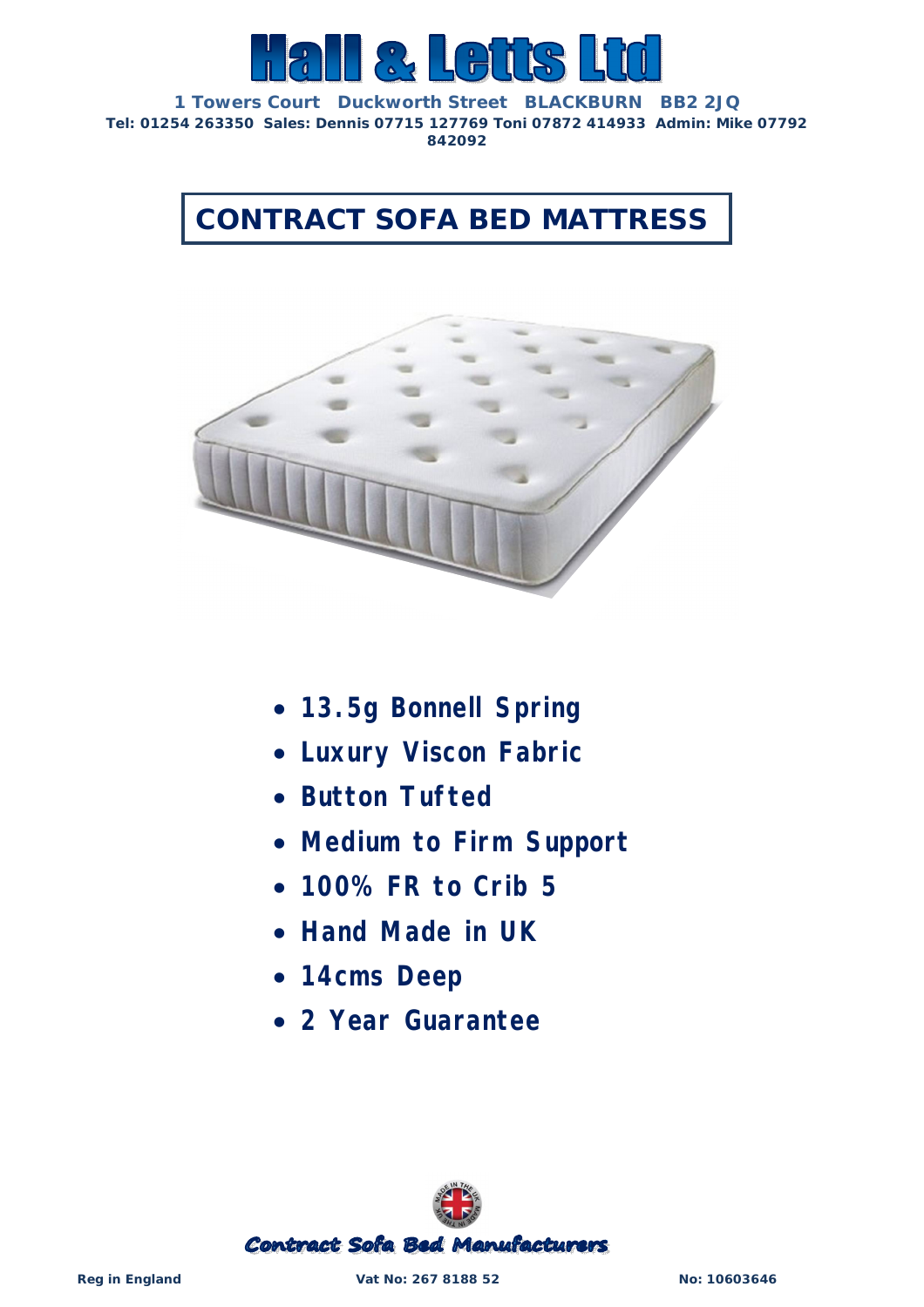# Hall & Letts Ltd

**1 Towers Court Duckworth Street BLACKBURN BB2 2JQ**
**Tel: 01254 263350 Sales: Dennis 07715 127769 Toni 07872 414933 Admin: Mike 07792 842092**

## CONTRACT SOFA BED MATTRESS

- **13.5g Bonnell Spring**
- **Luxury Viscon Fabric**
- **Button Tufted**
- **Medium to Firm Support**
- **100% FR to Crib 5**
- **Hand Made in UK**
- **14cms Deep**
- **2 Year Guarantee**

*Contract Sofa Bed Manufacturers*

**Reg in England** **Vat No: 267 8188 52** **No: 10603646**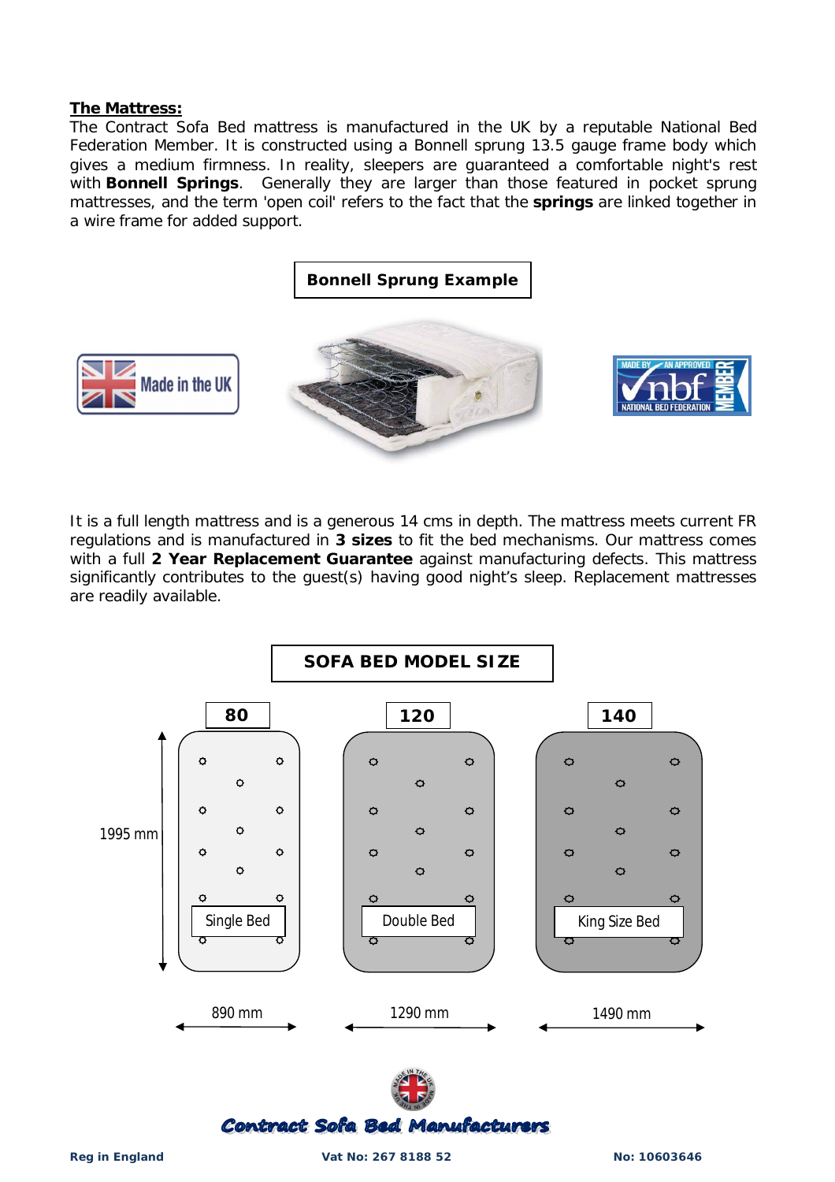**The Mattress:**

The Contract Sofa Bed mattress is manufactured in the UK by a reputable National Bed Federation Member. It is constructed using a Bonnell sprung 13.5 gauge frame body which gives a medium firmness. In reality, sleepers are guaranteed a comfortable night's rest with **Bonnell Springs**. Generally they are larger than those featured in pocket sprung mattresses, and the term 'open coil' refers to the fact that the **springs** are linked together in a wire frame for added support.

**Bonnell Sprung Example**

Made in the UK

MADE BY AN APPROVED nbf MEMBER NATIONAL BED FEDERATION

It is a full length mattress and is a generous 14 cms in depth. The mattress meets current FR regulations and is manufactured in **3 sizes** to fit the bed mechanisms. Our mattress comes with a full **2 Year Replacement Guarantee** against manufacturing defects. This mattress significantly contributes to the guest(s) having good night's sleep. Replacement mattresses are readily available.

**SOFA BED MODEL SIZE**

80
120
140

1995 mm

Single Bed
Double Bed
King Size Bed

890 mm
1290 mm
1490 mm

Contract Sofa Bed Manufacturers

**Reg in England** **Vat No: 267 8188 52** **No: 10603646**